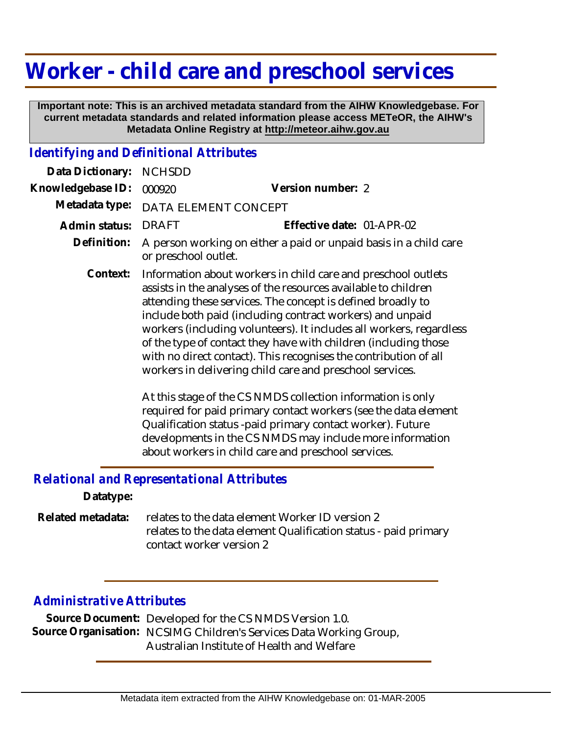# Worker - child care and preschool services

**Important note: This is an archived metadata standard from the AIHW Knowledgebase. For current metadata standards and related information please access METeOR, the AIHW's Metadata Online Registry at http://meteor.aihw.gov.au**

## *Identifying and Definitional Attributes*

**Data Dictionary:** NCHSDD

**Knowledgebase ID:** 000920 **Version number:** 2

**Metadata type:** DATA ELEMENT CONCEPT

**Admin status:** DRAFT **Effective date:** 01-APR-02

**Definition:** A person working on either a paid or unpaid basis in a child care or preschool outlet.

**Context:** Information about workers in child care and preschool outlets assists in the analyses of the resources available to children attending these services. The concept is defined broadly to include both paid (including contract workers) and unpaid workers (including volunteers). It includes all workers, regardless of the type of contact they have with children (including those with no direct contact). This recognises the contribution of all workers in delivering child care and preschool services.

At this stage of the CS NMDS collection information is only required for paid primary contact workers (see the data element Qualification status -paid primary contact worker). Future developments in the CS NMDS may include more information about workers in child care and preschool services.

## *Relational and Representational Attributes*

**Datatype:**

**Related metadata:** relates to the data element Worker ID version 2
relates to the data element Qualification status - paid primary contact worker version 2

## *Administrative Attributes*

**Source Document:** Developed for the CS NMDS Version 1.0.

**Source Organisation:** NCSIMG Children's Services Data Working Group, Australian Institute of Health and Welfare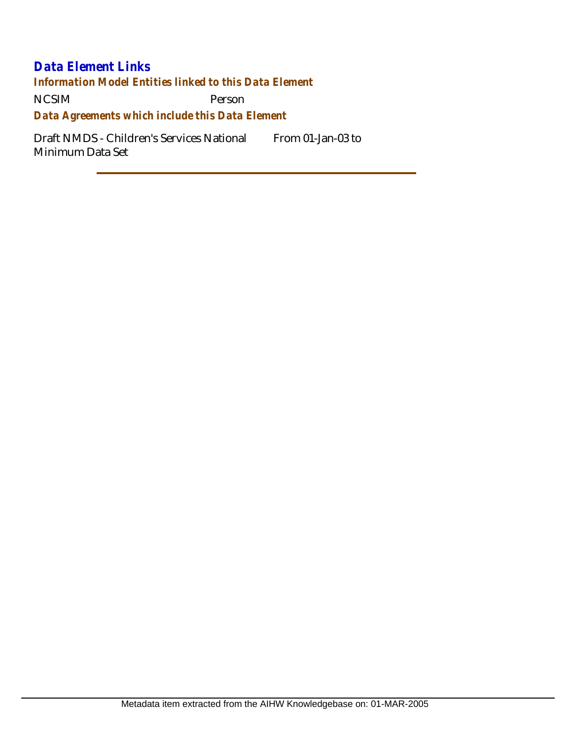## Data Element Links

### Information Model Entities linked to this Data Element

| | |
|---|---|
| NCSIM | Person |

### Data Agreements which include this Data Element

| | |
|---|---|
| Draft NMDS - Children's Services National Minimum Data Set | From 01-Jan-03 to |

Metadata item extracted from the AIHW Knowledgebase on: 01-MAR-2005